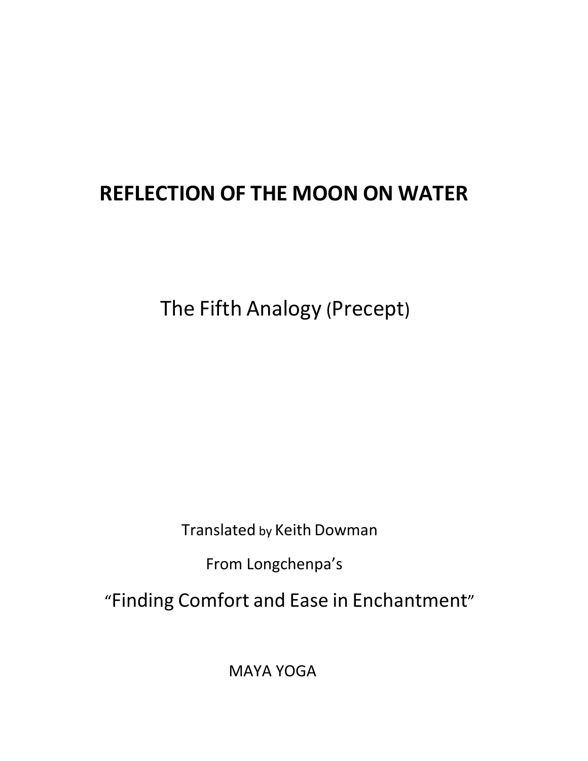# REFLECTION OF THE MOON ON WATER

The Fifth Analogy (Precept)

Translated by Keith Dowman

From Longchenpa's

"Finding Comfort and Ease in Enchantment"

MAYA YOGA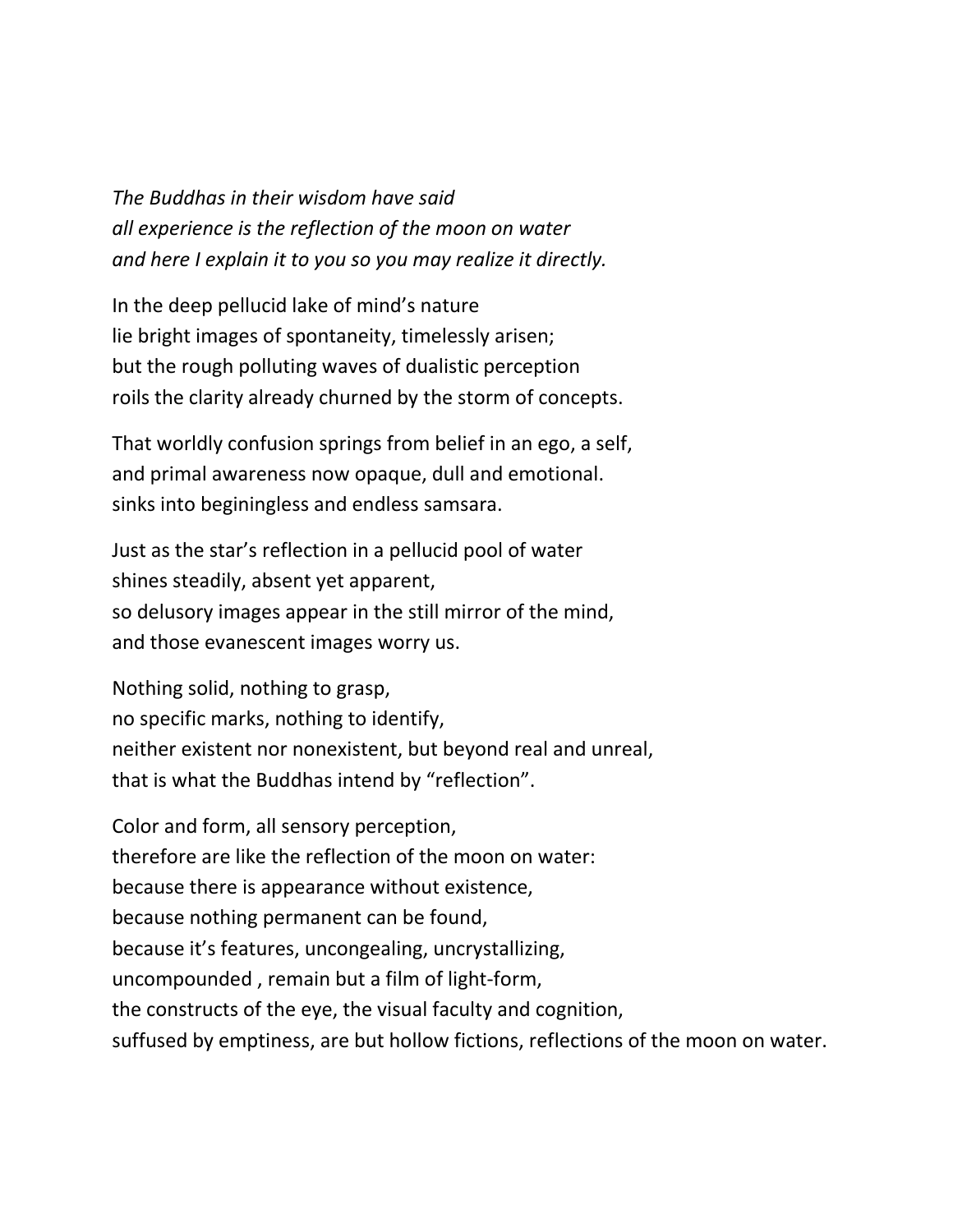*The Buddhas in their wisdom have said*  
*all experience is the reflection of the moon on water*  
*and here I explain it to you so you may realize it directly.*

In the deep pellucid lake of mind's nature  
lie bright images of spontaneity, timelessly arisen;  
but the rough polluting waves of dualistic perception  
roils the clarity already churned by the storm of concepts.

That worldly confusion springs from belief in an ego, a self,  
and primal awareness now opaque, dull and emotional.  
sinks into beginingless and endless samsara.

Just as the star's reflection in a pellucid pool of water  
shines steadily, absent yet apparent,  
so delusory images appear in the still mirror of the mind,  
and those evanescent images worry us.

Nothing solid, nothing to grasp,  
no specific marks, nothing to identify,  
neither existent nor nonexistent, but beyond real and unreal,  
that is what the Buddhas intend by "reflection".

Color and form, all sensory perception,  
therefore are like the reflection of the moon on water:  
because there is appearance without existence,  
because nothing permanent can be found,  
because it's features, uncongealing, uncrystallizing,  
uncompounded , remain but a film of light-form,  
the constructs of the eye, the visual faculty and cognition,  
suffused by emptiness, are but hollow fictions, reflections of the moon on water.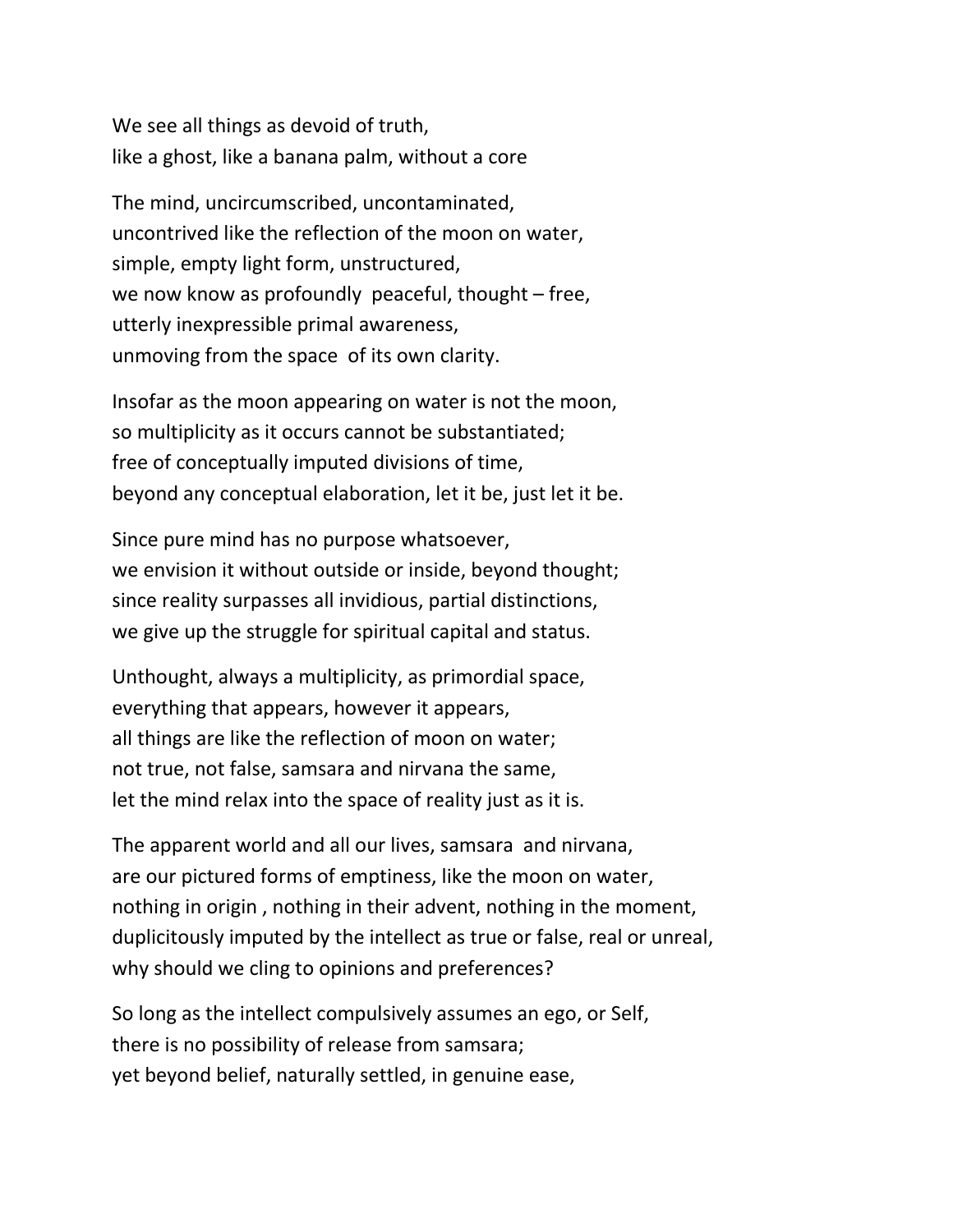We see all things as devoid of truth,
like a ghost, like a banana palm, without a core

The mind, uncircumscribed, uncontaminated,
uncontrived like the reflection of the moon on water,
simple, empty light form, unstructured,
we now know as profoundly peaceful, thought – free,
utterly inexpressible primal awareness,
unmoving from the space of its own clarity.

Insofar as the moon appearing on water is not the moon,
so multiplicity as it occurs cannot be substantiated;
free of conceptually imputed divisions of time,
beyond any conceptual elaboration, let it be, just let it be.

Since pure mind has no purpose whatsoever,
we envision it without outside or inside, beyond thought;
since reality surpasses all invidious, partial distinctions,
we give up the struggle for spiritual capital and status.

Unthought, always a multiplicity, as primordial space,
everything that appears, however it appears,
all things are like the reflection of moon on water;
not true, not false, samsara and nirvana the same,
let the mind relax into the space of reality just as it is.

The apparent world and all our lives, samsara and nirvana,
are our pictured forms of emptiness, like the moon on water,
nothing in origin , nothing in their advent, nothing in the moment,
duplicitously imputed by the intellect as true or false, real or unreal,
why should we cling to opinions and preferences?

So long as the intellect compulsively assumes an ego, or Self,
there is no possibility of release from samsara;
yet beyond belief, naturally settled, in genuine ease,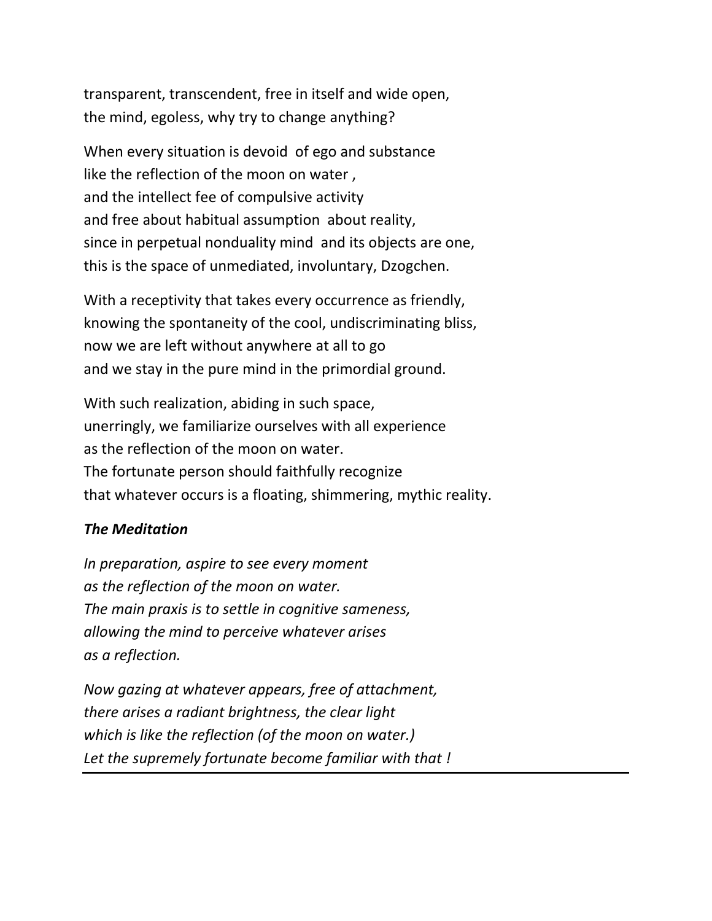transparent, transcendent, free in itself and wide open,  
the mind, egoless, why try to change anything?

When every situation is devoid of ego and substance  
like the reflection of the moon on water ,  
and the intellect fee of compulsive activity  
and free about habitual assumption about reality,  
since in perpetual nonduality mind and its objects are one,  
this is the space of unmediated, involuntary, Dzogchen.

With a receptivity that takes every occurrence as friendly,  
knowing the spontaneity of the cool, undiscriminating bliss,  
now we are left without anywhere at all to go  
and we stay in the pure mind in the primordial ground.

With such realization, abiding in such space,  
unerringly, we familiarize ourselves with all experience  
as the reflection of the moon on water.  
The fortunate person should faithfully recognize  
that whatever occurs is a floating, shimmering, mythic reality.

***The Meditation***

*In preparation, aspire to see every moment*  
*as the reflection of the moon on water.*  
*The main praxis is to settle in cognitive sameness,*  
*allowing the mind to perceive whatever arises*  
*as a reflection.*

*Now gazing at whatever appears, free of attachment,*  
*there arises a radiant brightness, the clear light*  
*which is like the reflection (of the moon on water.)*  
*Let the supremely fortunate become familiar with that !*

---